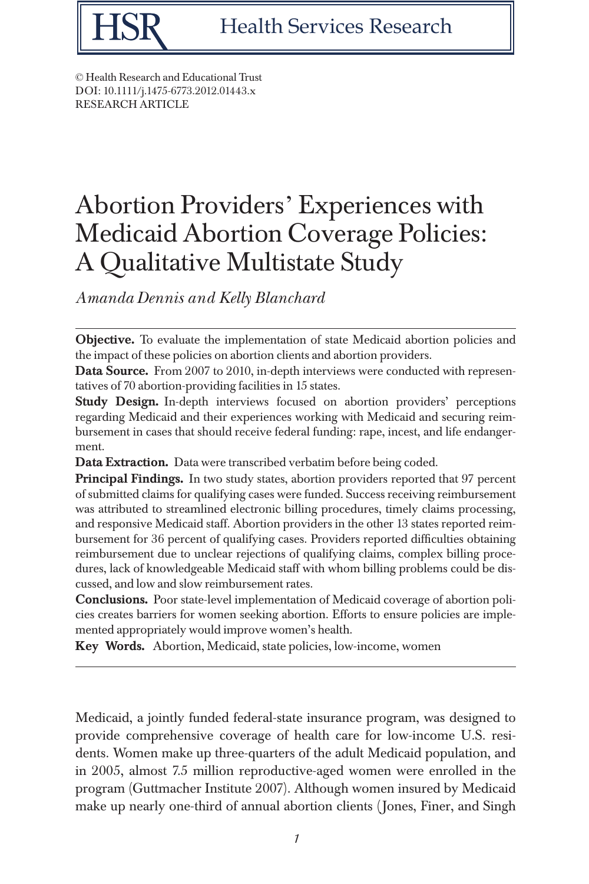© Health Research and Educational Trust
DOI: 10.1111/j.1475-6773.2012.01443.x
RESEARCH ARTICLE

# Abortion Providers' Experiences with Medicaid Abortion Coverage Policies: A Qualitative Multistate Study

*Amanda Dennis and Kelly Blanchard*

**Objective.** To evaluate the implementation of state Medicaid abortion policies and the impact of these policies on abortion clients and abortion providers.

**Data Source.** From 2007 to 2010, in-depth interviews were conducted with representatives of 70 abortion-providing facilities in 15 states.

**Study Design.** In-depth interviews focused on abortion providers' perceptions regarding Medicaid and their experiences working with Medicaid and securing reimbursement in cases that should receive federal funding: rape, incest, and life endangerment.

**Data Extraction.** Data were transcribed verbatim before being coded.

**Principal Findings.** In two study states, abortion providers reported that 97 percent of submitted claims for qualifying cases were funded. Success receiving reimbursement was attributed to streamlined electronic billing procedures, timely claims processing, and responsive Medicaid staff. Abortion providers in the other 13 states reported reimbursement for 36 percent of qualifying cases. Providers reported difficulties obtaining reimbursement due to unclear rejections of qualifying claims, complex billing procedures, lack of knowledgeable Medicaid staff with whom billing problems could be discussed, and low and slow reimbursement rates.

**Conclusions.** Poor state-level implementation of Medicaid coverage of abortion policies creates barriers for women seeking abortion. Efforts to ensure policies are implemented appropriately would improve women's health.

**Key Words.** Abortion, Medicaid, state policies, low-income, women

---

Medicaid, a jointly funded federal-state insurance program, was designed to provide comprehensive coverage of health care for low-income U.S. residents. Women make up three-quarters of the adult Medicaid population, and in 2005, almost 7.5 million reproductive-aged women were enrolled in the program (Guttmacher Institute 2007). Although women insured by Medicaid make up nearly one-third of annual abortion clients (Jones, Finer, and Singh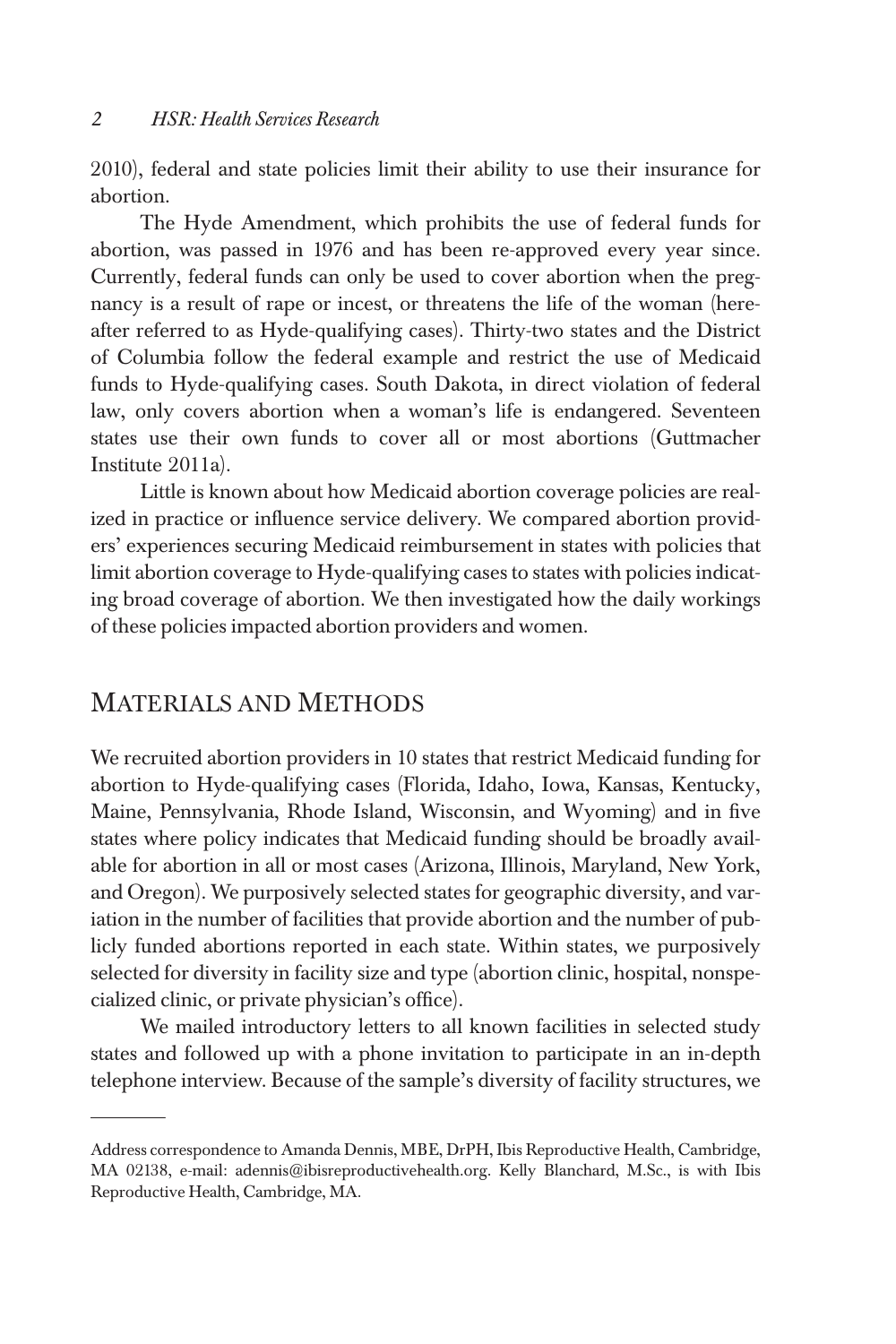2010), federal and state policies limit their ability to use their insurance for abortion.

The Hyde Amendment, which prohibits the use of federal funds for abortion, was passed in 1976 and has been re-approved every year since. Currently, federal funds can only be used to cover abortion when the pregnancy is a result of rape or incest, or threatens the life of the woman (hereafter referred to as Hyde-qualifying cases). Thirty-two states and the District of Columbia follow the federal example and restrict the use of Medicaid funds to Hyde-qualifying cases. South Dakota, in direct violation of federal law, only covers abortion when a woman's life is endangered. Seventeen states use their own funds to cover all or most abortions (Guttmacher Institute 2011a).

Little is known about how Medicaid abortion coverage policies are realized in practice or influence service delivery. We compared abortion providers' experiences securing Medicaid reimbursement in states with policies that limit abortion coverage to Hyde-qualifying cases to states with policies indicating broad coverage of abortion. We then investigated how the daily workings of these policies impacted abortion providers and women.

## Materials and Methods

We recruited abortion providers in 10 states that restrict Medicaid funding for abortion to Hyde-qualifying cases (Florida, Idaho, Iowa, Kansas, Kentucky, Maine, Pennsylvania, Rhode Island, Wisconsin, and Wyoming) and in five states where policy indicates that Medicaid funding should be broadly available for abortion in all or most cases (Arizona, Illinois, Maryland, New York, and Oregon). We purposively selected states for geographic diversity, and variation in the number of facilities that provide abortion and the number of publicly funded abortions reported in each state. Within states, we purposively selected for diversity in facility size and type (abortion clinic, hospital, nonspecialized clinic, or private physician's office).

We mailed introductory letters to all known facilities in selected study states and followed up with a phone invitation to participate in an in-depth telephone interview. Because of the sample's diversity of facility structures, we

---

Address correspondence to Amanda Dennis, MBE, DrPH, Ibis Reproductive Health, Cambridge, MA 02138, e-mail: adennis@ibisreproductivehealth.org. Kelly Blanchard, M.Sc., is with Ibis Reproductive Health, Cambridge, MA.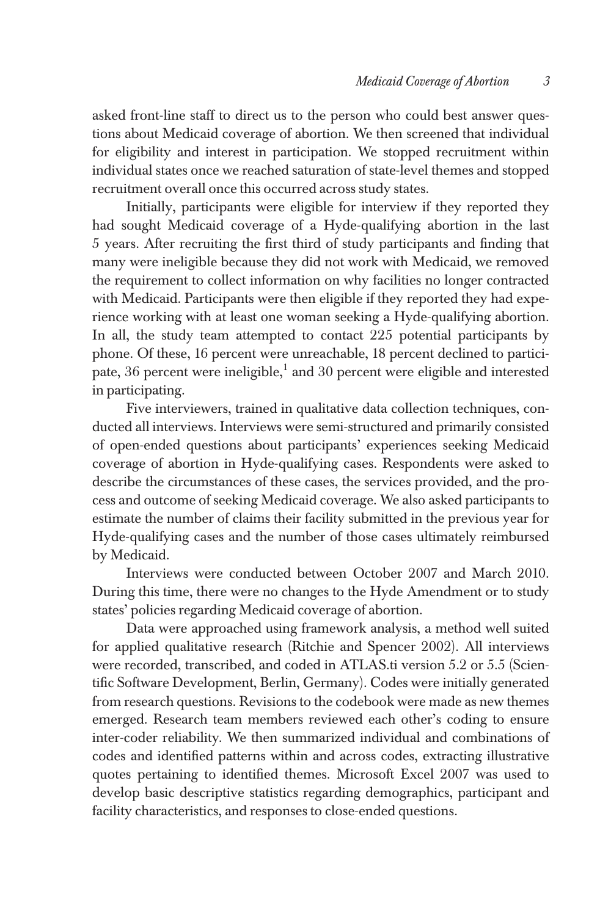asked front-line staff to direct us to the person who could best answer questions about Medicaid coverage of abortion. We then screened that individual for eligibility and interest in participation. We stopped recruitment within individual states once we reached saturation of state-level themes and stopped recruitment overall once this occurred across study states.

Initially, participants were eligible for interview if they reported they had sought Medicaid coverage of a Hyde-qualifying abortion in the last 5 years. After recruiting the first third of study participants and finding that many were ineligible because they did not work with Medicaid, we removed the requirement to collect information on why facilities no longer contracted with Medicaid. Participants were then eligible if they reported they had experience working with at least one woman seeking a Hyde-qualifying abortion. In all, the study team attempted to contact 225 potential participants by phone. Of these, 16 percent were unreachable, 18 percent declined to participate, 36 percent were ineligible,[1] and 30 percent were eligible and interested in participating.

Five interviewers, trained in qualitative data collection techniques, conducted all interviews. Interviews were semi-structured and primarily consisted of open-ended questions about participants' experiences seeking Medicaid coverage of abortion in Hyde-qualifying cases. Respondents were asked to describe the circumstances of these cases, the services provided, and the process and outcome of seeking Medicaid coverage. We also asked participants to estimate the number of claims their facility submitted in the previous year for Hyde-qualifying cases and the number of those cases ultimately reimbursed by Medicaid.

Interviews were conducted between October 2007 and March 2010. During this time, there were no changes to the Hyde Amendment or to study states' policies regarding Medicaid coverage of abortion.

Data were approached using framework analysis, a method well suited for applied qualitative research (Ritchie and Spencer 2002). All interviews were recorded, transcribed, and coded in ATLAS.ti version 5.2 or 5.5 (Scientific Software Development, Berlin, Germany). Codes were initially generated from research questions. Revisions to the codebook were made as new themes emerged. Research team members reviewed each other's coding to ensure inter-coder reliability. We then summarized individual and combinations of codes and identified patterns within and across codes, extracting illustrative quotes pertaining to identified themes. Microsoft Excel 2007 was used to develop basic descriptive statistics regarding demographics, participant and facility characteristics, and responses to close-ended questions.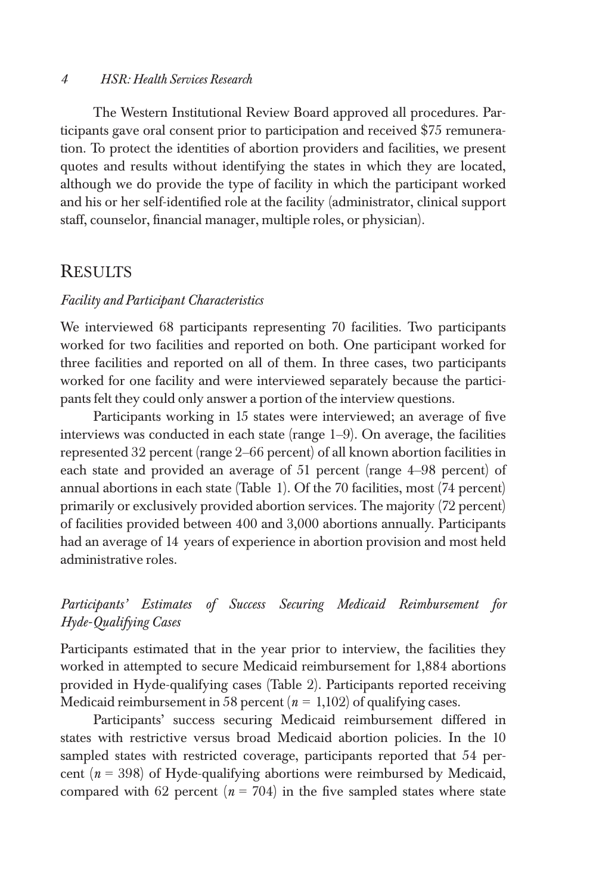The Western Institutional Review Board approved all procedures. Participants gave oral consent prior to participation and received $75 remuneration. To protect the identities of abortion providers and facilities, we present quotes and results without identifying the states in which they are located, although we do provide the type of facility in which the participant worked and his or her self-identified role at the facility (administrator, clinical support staff, counselor, financial manager, multiple roles, or physician).

## Results

### *Facility and Participant Characteristics*

We interviewed 68 participants representing 70 facilities. Two participants worked for two facilities and reported on both. One participant worked for three facilities and reported on all of them. In three cases, two participants worked for one facility and were interviewed separately because the participants felt they could only answer a portion of the interview questions.

Participants working in 15 states were interviewed; an average of five interviews was conducted in each state (range 1–9). On average, the facilities represented 32 percent (range 2–66 percent) of all known abortion facilities in each state and provided an average of 51 percent (range 4–98 percent) of annual abortions in each state (Table 1). Of the 70 facilities, most (74 percent) primarily or exclusively provided abortion services. The majority (72 percent) of facilities provided between 400 and 3,000 abortions annually. Participants had an average of 14 years of experience in abortion provision and most held administrative roles.

### *Participants' Estimates of Success Securing Medicaid Reimbursement for Hyde-Qualifying Cases*

Participants estimated that in the year prior to interview, the facilities they worked in attempted to secure Medicaid reimbursement for 1,884 abortions provided in Hyde-qualifying cases (Table 2). Participants reported receiving Medicaid reimbursement in 58 percent ($n$ = 1,102) of qualifying cases.

Participants' success securing Medicaid reimbursement differed in states with restrictive versus broad Medicaid abortion policies. In the 10 sampled states with restricted coverage, participants reported that 54 percent ($n$ = 398) of Hyde-qualifying abortions were reimbursed by Medicaid, compared with 62 percent ($n$ = 704) in the five sampled states where state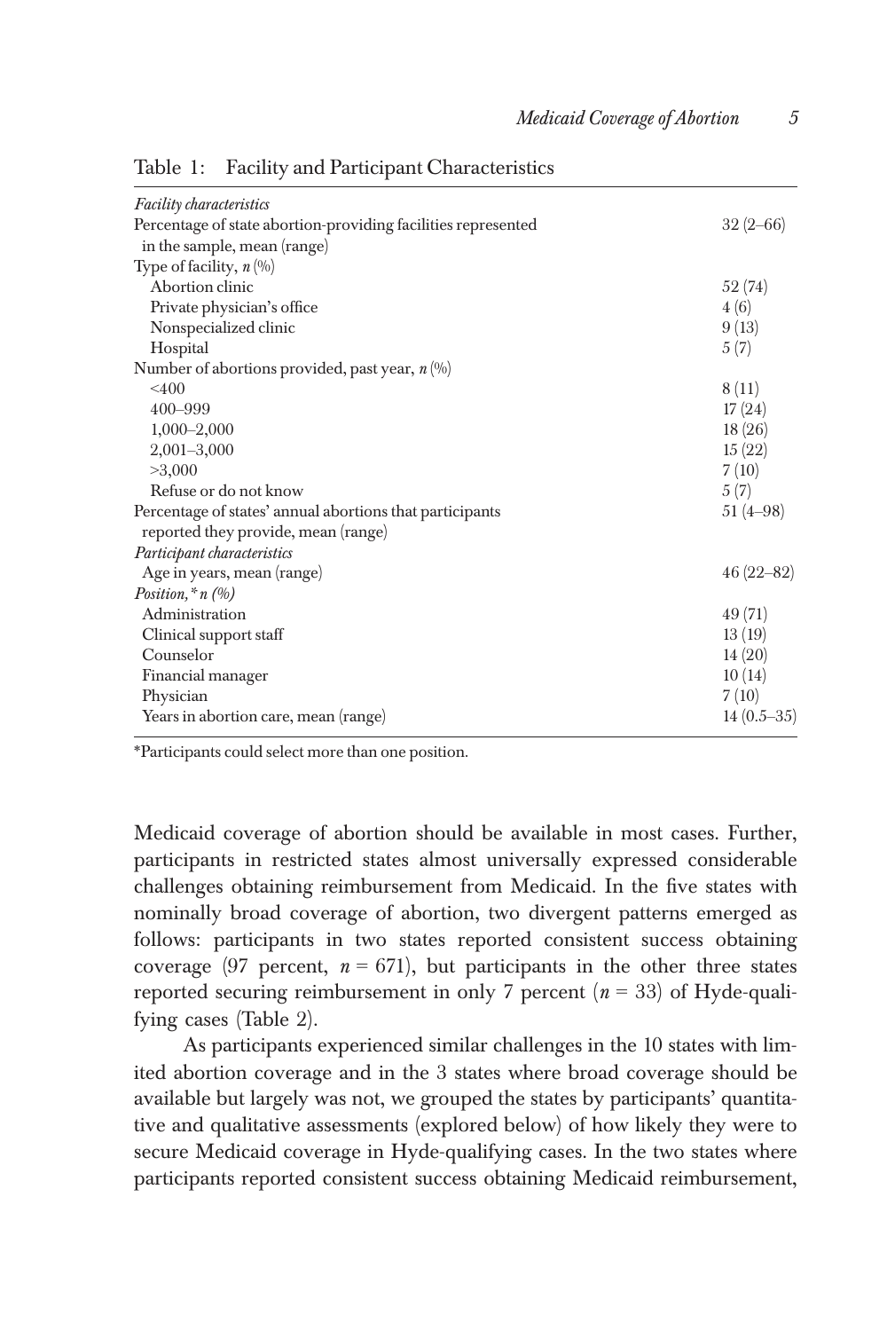Table 1: Facility and Participant Characteristics

| | |
|---|---|
| *Facility characteristics* | |
| Percentage of state abortion-providing facilities represented in the sample, mean (range) | 32 (2–66) |
| Type of facility, *n* (%) | |
| Abortion clinic | 52 (74) |
| Private physician's office | 4 (6) |
| Nonspecialized clinic | 9 (13) |
| Hospital | 5 (7) |
| Number of abortions provided, past year, *n* (%) | |
| <400 | 8 (11) |
| 400–999 | 17 (24) |
| 1,000–2,000 | 18 (26) |
| 2,001–3,000 | 15 (22) |
| >3,000 | 7 (10) |
| Refuse or do not know | 5 (7) |
| Percentage of states' annual abortions that participants reported they provide, mean (range) | 51 (4–98) |
| *Participant characteristics* | |
| Age in years, mean (range) | 46 (22–82) |
| *Position,\* n (%)* | |
| Administration | 49 (71) |
| Clinical support staff | 13 (19) |
| Counselor | 14 (20) |
| Financial manager | 10 (14) |
| Physician | 7 (10) |
| Years in abortion care, mean (range) | 14 (0.5–35) |

*Participants could select more than one position.

Medicaid coverage of abortion should be available in most cases. Further, participants in restricted states almost universally expressed considerable challenges obtaining reimbursement from Medicaid. In the five states with nominally broad coverage of abortion, two divergent patterns emerged as follows: participants in two states reported consistent success obtaining coverage (97 percent, $n = 671$), but participants in the other three states reported securing reimbursement in only 7 percent ($n = 33$) of Hyde-qualifying cases (Table 2).

As participants experienced similar challenges in the 10 states with limited abortion coverage and in the 3 states where broad coverage should be available but largely was not, we grouped the states by participants' quantitative and qualitative assessments (explored below) of how likely they were to secure Medicaid coverage in Hyde-qualifying cases. In the two states where participants reported consistent success obtaining Medicaid reimbursement,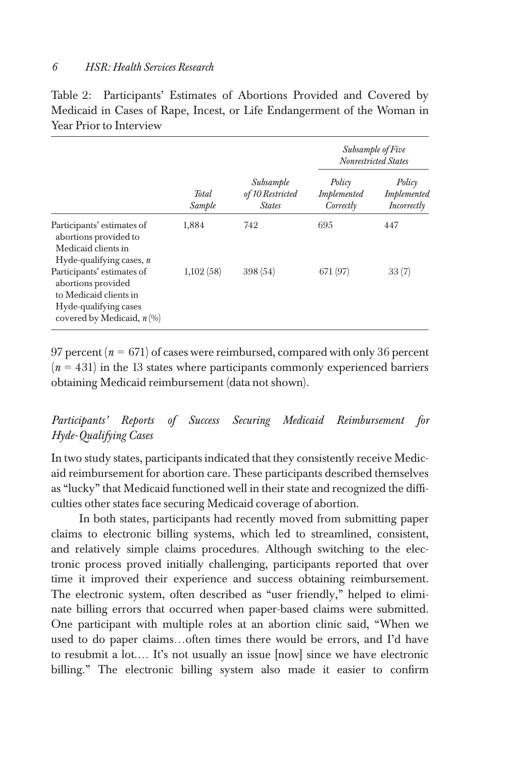Table 2: Participants' Estimates of Abortions Provided and Covered by Medicaid in Cases of Rape, Incest, or Life Endangerment of the Woman in Year Prior to Interview

| | | | *Subsample of Five Nonrestricted States* | |
|---|---|---|---|---|
| | *Total Sample* | *Subsample of 10 Restricted States* | *Policy Implemented Correctly* | *Policy Implemented Incorrectly* |
| Participants' estimates of abortions provided to Medicaid clients in Hyde-qualifying cases, *n* | 1,884 | 742 | 695 | 447 |
| Participants' estimates of abortions provided to Medicaid clients in Hyde-qualifying cases covered by Medicaid, *n* (%) | 1,102 (58) | 398 (54) | 671 (97) | 33 (7) |

97 percent ($n = 671$) of cases were reimbursed, compared with only 36 percent ($n = 431$) in the 13 states where participants commonly experienced barriers obtaining Medicaid reimbursement (data not shown).

### *Participants' Reports of Success Securing Medicaid Reimbursement for Hyde-Qualifying Cases*

In two study states, participants indicated that they consistently receive Medicaid reimbursement for abortion care. These participants described themselves as "lucky" that Medicaid functioned well in their state and recognized the difficulties other states face securing Medicaid coverage of abortion.

In both states, participants had recently moved from submitting paper claims to electronic billing systems, which led to streamlined, consistent, and relatively simple claims procedures. Although switching to the electronic process proved initially challenging, participants reported that over time it improved their experience and success obtaining reimbursement. The electronic system, often described as "user friendly," helped to eliminate billing errors that occurred when paper-based claims were submitted. One participant with multiple roles at an abortion clinic said, "When we used to do paper claims…often times there would be errors, and I'd have to resubmit a lot.… It's not usually an issue [now] since we have electronic billing." The electronic billing system also made it easier to confirm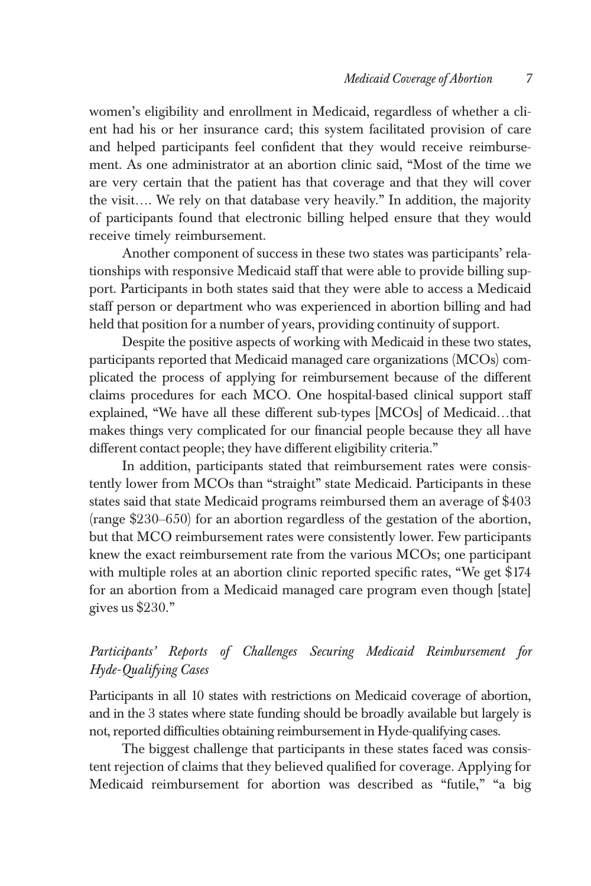women's eligibility and enrollment in Medicaid, regardless of whether a client had his or her insurance card; this system facilitated provision of care and helped participants feel confident that they would receive reimbursement. As one administrator at an abortion clinic said, "Most of the time we are very certain that the patient has that coverage and that they will cover the visit…. We rely on that database very heavily." In addition, the majority of participants found that electronic billing helped ensure that they would receive timely reimbursement.

Another component of success in these two states was participants' relationships with responsive Medicaid staff that were able to provide billing support. Participants in both states said that they were able to access a Medicaid staff person or department who was experienced in abortion billing and had held that position for a number of years, providing continuity of support.

Despite the positive aspects of working with Medicaid in these two states, participants reported that Medicaid managed care organizations (MCOs) complicated the process of applying for reimbursement because of the different claims procedures for each MCO. One hospital-based clinical support staff explained, "We have all these different sub-types [MCOs] of Medicaid…that makes things very complicated for our financial people because they all have different contact people; they have different eligibility criteria."

In addition, participants stated that reimbursement rates were consistently lower from MCOs than "straight" state Medicaid. Participants in these states said that state Medicaid programs reimbursed them an average of $403 (range $230–650) for an abortion regardless of the gestation of the abortion, but that MCO reimbursement rates were consistently lower. Few participants knew the exact reimbursement rate from the various MCOs; one participant with multiple roles at an abortion clinic reported specific rates, "We get $174 for an abortion from a Medicaid managed care program even though [state] gives us $230."

### *Participants' Reports of Challenges Securing Medicaid Reimbursement for Hyde-Qualifying Cases*

Participants in all 10 states with restrictions on Medicaid coverage of abortion, and in the 3 states where state funding should be broadly available but largely is not, reported difficulties obtaining reimbursement in Hyde-qualifying cases.

The biggest challenge that participants in these states faced was consistent rejection of claims that they believed qualified for coverage. Applying for Medicaid reimbursement for abortion was described as "futile," "a big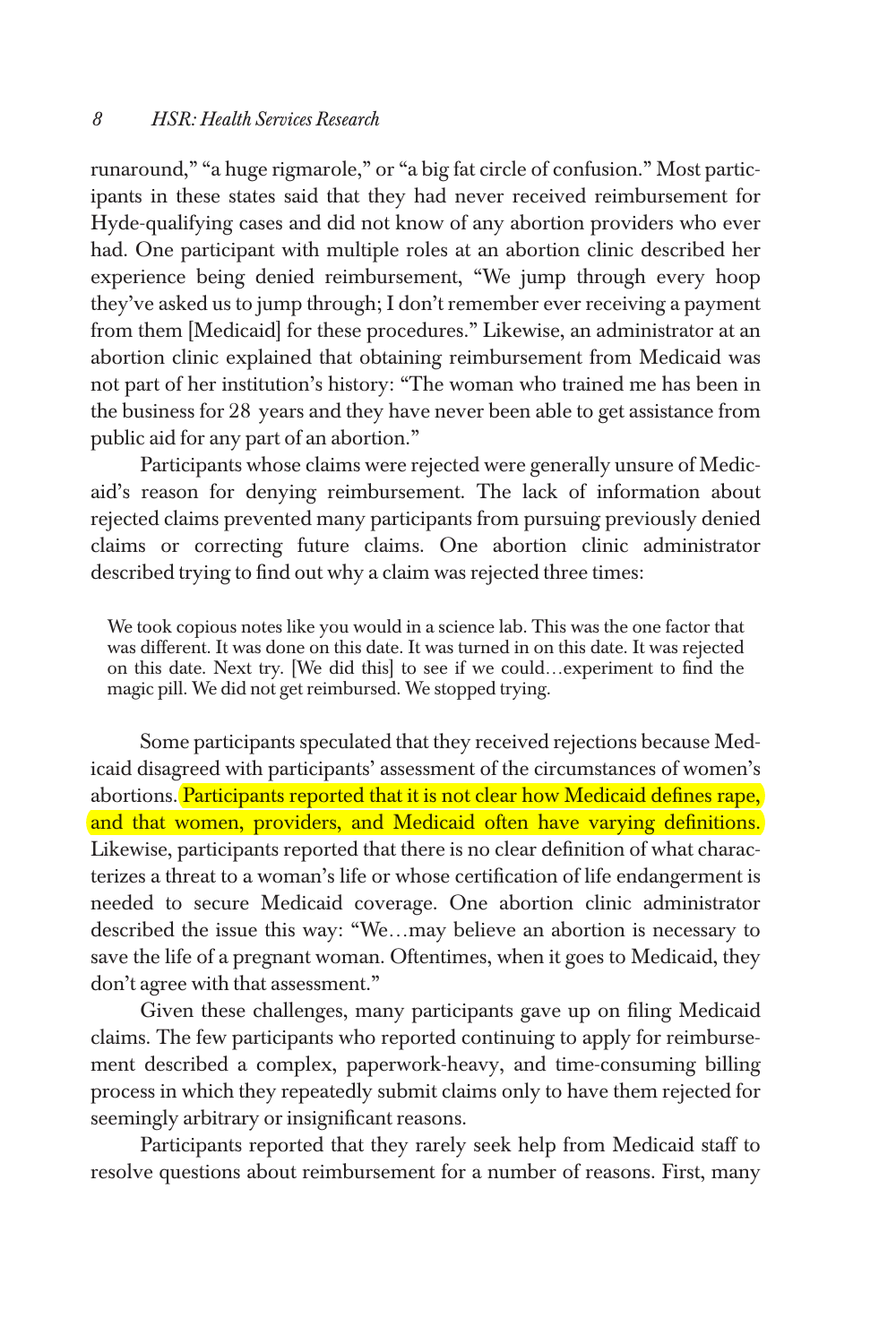runaround," "a huge rigmarole," or "a big fat circle of confusion." Most participants in these states said that they had never received reimbursement for Hyde-qualifying cases and did not know of any abortion providers who ever had. One participant with multiple roles at an abortion clinic described her experience being denied reimbursement, "We jump through every hoop they've asked us to jump through; I don't remember ever receiving a payment from them [Medicaid] for these procedures." Likewise, an administrator at an abortion clinic explained that obtaining reimbursement from Medicaid was not part of her institution's history: "The woman who trained me has been in the business for 28 years and they have never been able to get assistance from public aid for any part of an abortion."

Participants whose claims were rejected were generally unsure of Medicaid's reason for denying reimbursement. The lack of information about rejected claims prevented many participants from pursuing previously denied claims or correcting future claims. One abortion clinic administrator described trying to find out why a claim was rejected three times:

> We took copious notes like you would in a science lab. This was the one factor that was different. It was done on this date. It was turned in on this date. It was rejected on this date. Next try. [We did this] to see if we could…experiment to find the magic pill. We did not get reimbursed. We stopped trying.

Some participants speculated that they received rejections because Medicaid disagreed with participants' assessment of the circumstances of women's abortions. Participants reported that it is not clear how Medicaid defines rape, and that women, providers, and Medicaid often have varying definitions. Likewise, participants reported that there is no clear definition of what characterizes a threat to a woman's life or whose certification of life endangerment is needed to secure Medicaid coverage. One abortion clinic administrator described the issue this way: "We…may believe an abortion is necessary to save the life of a pregnant woman. Oftentimes, when it goes to Medicaid, they don't agree with that assessment."

Given these challenges, many participants gave up on filing Medicaid claims. The few participants who reported continuing to apply for reimbursement described a complex, paperwork-heavy, and time-consuming billing process in which they repeatedly submit claims only to have them rejected for seemingly arbitrary or insignificant reasons.

Participants reported that they rarely seek help from Medicaid staff to resolve questions about reimbursement for a number of reasons. First, many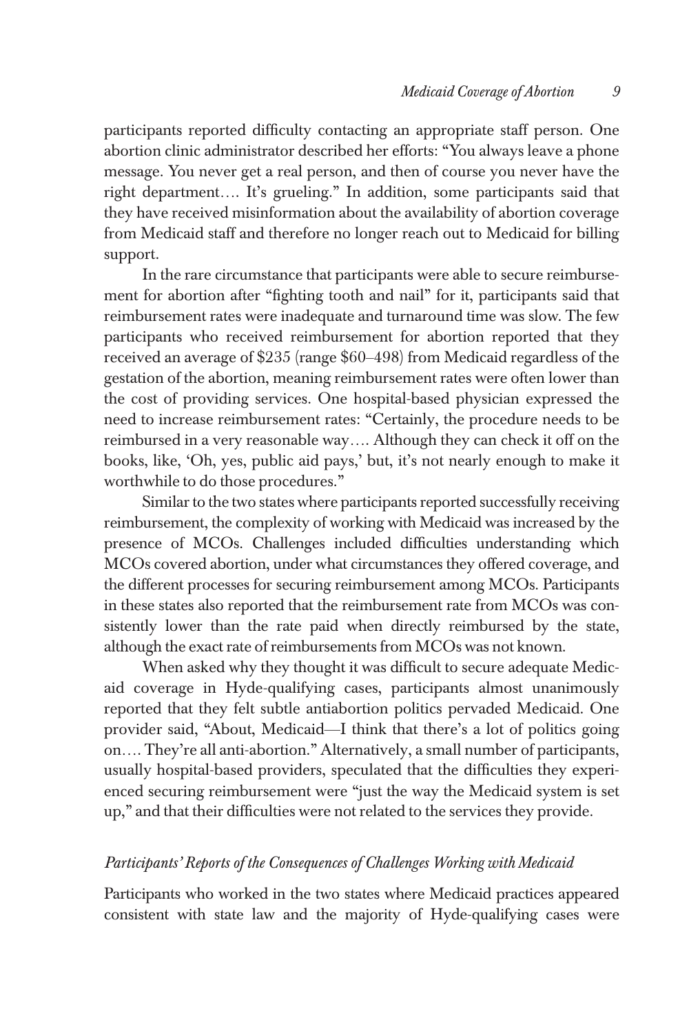participants reported difficulty contacting an appropriate staff person. One abortion clinic administrator described her efforts: "You always leave a phone message. You never get a real person, and then of course you never have the right department…. It's grueling." In addition, some participants said that they have received misinformation about the availability of abortion coverage from Medicaid staff and therefore no longer reach out to Medicaid for billing support.

In the rare circumstance that participants were able to secure reimbursement for abortion after "fighting tooth and nail" for it, participants said that reimbursement rates were inadequate and turnaround time was slow. The few participants who received reimbursement for abortion reported that they received an average of $235 (range $60–498) from Medicaid regardless of the gestation of the abortion, meaning reimbursement rates were often lower than the cost of providing services. One hospital-based physician expressed the need to increase reimbursement rates: "Certainly, the procedure needs to be reimbursed in a very reasonable way…. Although they can check it off on the books, like, 'Oh, yes, public aid pays,' but, it's not nearly enough to make it worthwhile to do those procedures."

Similar to the two states where participants reported successfully receiving reimbursement, the complexity of working with Medicaid was increased by the presence of MCOs. Challenges included difficulties understanding which MCOs covered abortion, under what circumstances they offered coverage, and the different processes for securing reimbursement among MCOs. Participants in these states also reported that the reimbursement rate from MCOs was consistently lower than the rate paid when directly reimbursed by the state, although the exact rate of reimbursements from MCOs was not known.

When asked why they thought it was difficult to secure adequate Medicaid coverage in Hyde-qualifying cases, participants almost unanimously reported that they felt subtle antiabortion politics pervaded Medicaid. One provider said, "About, Medicaid—I think that there's a lot of politics going on…. They're all anti-abortion." Alternatively, a small number of participants, usually hospital-based providers, speculated that the difficulties they experienced securing reimbursement were "just the way the Medicaid system is set up," and that their difficulties were not related to the services they provide.

### *Participants' Reports of the Consequences of Challenges Working with Medicaid*

Participants who worked in the two states where Medicaid practices appeared consistent with state law and the majority of Hyde-qualifying cases were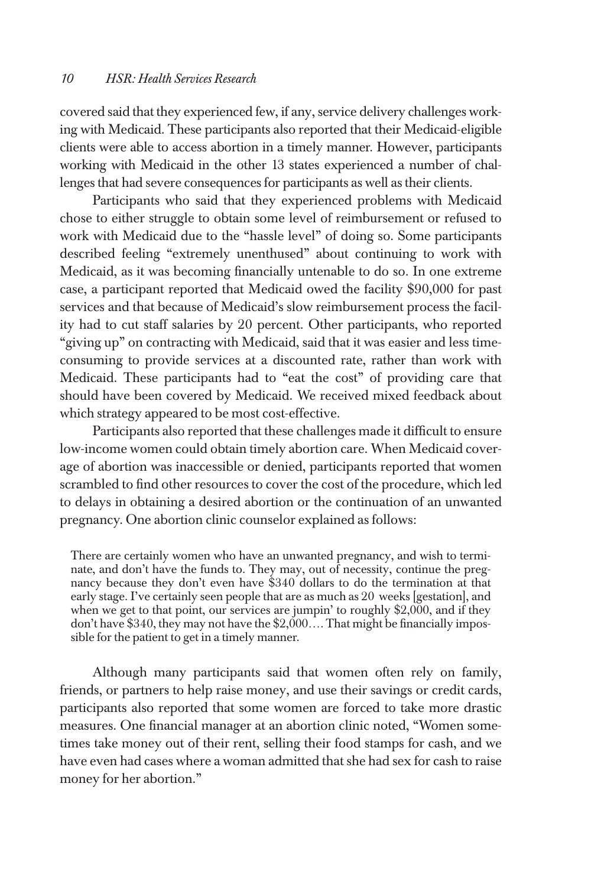covered said that they experienced few, if any, service delivery challenges working with Medicaid. These participants also reported that their Medicaid-eligible clients were able to access abortion in a timely manner. However, participants working with Medicaid in the other 13 states experienced a number of challenges that had severe consequences for participants as well as their clients.

Participants who said that they experienced problems with Medicaid chose to either struggle to obtain some level of reimbursement or refused to work with Medicaid due to the "hassle level" of doing so. Some participants described feeling "extremely unenthused" about continuing to work with Medicaid, as it was becoming financially untenable to do so. In one extreme case, a participant reported that Medicaid owed the facility $90,000 for past services and that because of Medicaid's slow reimbursement process the facility had to cut staff salaries by 20 percent. Other participants, who reported "giving up" on contracting with Medicaid, said that it was easier and less time-consuming to provide services at a discounted rate, rather than work with Medicaid. These participants had to "eat the cost" of providing care that should have been covered by Medicaid. We received mixed feedback about which strategy appeared to be most cost-effective.

Participants also reported that these challenges made it difficult to ensure low-income women could obtain timely abortion care. When Medicaid coverage of abortion was inaccessible or denied, participants reported that women scrambled to find other resources to cover the cost of the procedure, which led to delays in obtaining a desired abortion or the continuation of an unwanted pregnancy. One abortion clinic counselor explained as follows:

> There are certainly women who have an unwanted pregnancy, and wish to terminate, and don't have the funds to. They may, out of necessity, continue the pregnancy because they don't even have $340 dollars to do the termination at that early stage. I've certainly seen people that are as much as 20 weeks [gestation], and when we get to that point, our services are jumpin' to roughly $2,000, and if they don't have $340, they may not have the $2,000…. That might be financially impossible for the patient to get in a timely manner.

Although many participants said that women often rely on family, friends, or partners to help raise money, and use their savings or credit cards, participants also reported that some women are forced to take more drastic measures. One financial manager at an abortion clinic noted, "Women sometimes take money out of their rent, selling their food stamps for cash, and we have even had cases where a woman admitted that she had sex for cash to raise money for her abortion."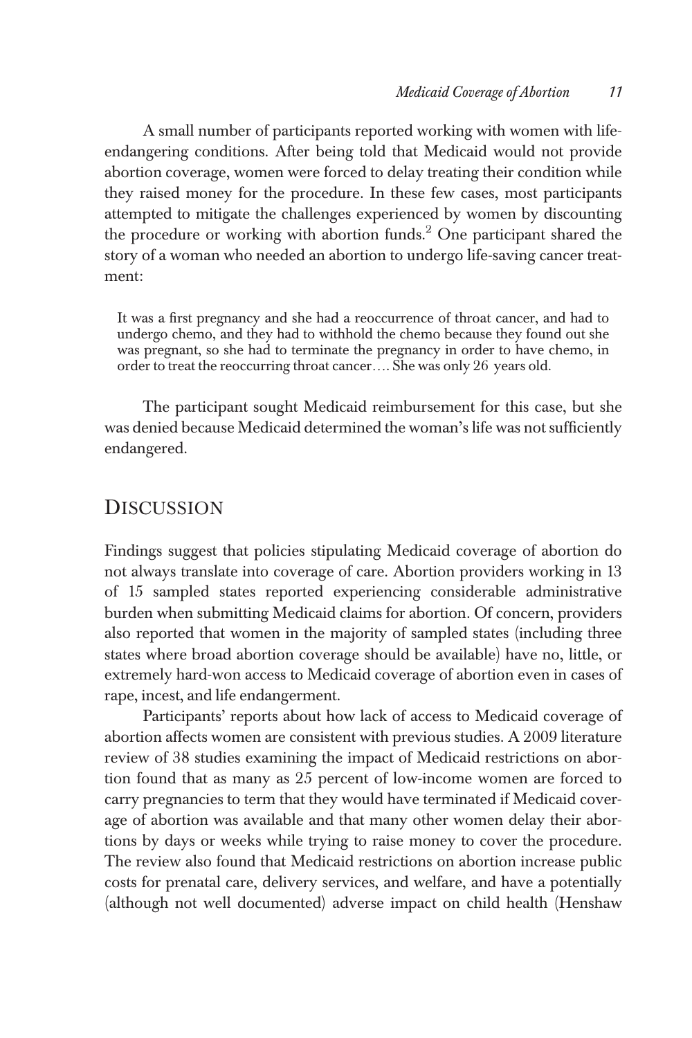A small number of participants reported working with women with life-endangering conditions. After being told that Medicaid would not provide abortion coverage, women were forced to delay treating their condition while they raised money for the procedure. In these few cases, most participants attempted to mitigate the challenges experienced by women by discounting the procedure or working with abortion funds.[2] One participant shared the story of a woman who needed an abortion to undergo life-saving cancer treatment:

> It was a first pregnancy and she had a reoccurrence of throat cancer, and had to undergo chemo, and they had to withhold the chemo because they found out she was pregnant, so she had to terminate the pregnancy in order to have chemo, in order to treat the reoccurring throat cancer…. She was only 26 years old.

The participant sought Medicaid reimbursement for this case, but she was denied because Medicaid determined the woman's life was not sufficiently endangered.

## Discussion

Findings suggest that policies stipulating Medicaid coverage of abortion do not always translate into coverage of care. Abortion providers working in 13 of 15 sampled states reported experiencing considerable administrative burden when submitting Medicaid claims for abortion. Of concern, providers also reported that women in the majority of sampled states (including three states where broad abortion coverage should be available) have no, little, or extremely hard-won access to Medicaid coverage of abortion even in cases of rape, incest, and life endangerment.

Participants' reports about how lack of access to Medicaid coverage of abortion affects women are consistent with previous studies. A 2009 literature review of 38 studies examining the impact of Medicaid restrictions on abortion found that as many as 25 percent of low-income women are forced to carry pregnancies to term that they would have terminated if Medicaid coverage of abortion was available and that many other women delay their abortions by days or weeks while trying to raise money to cover the procedure. The review also found that Medicaid restrictions on abortion increase public costs for prenatal care, delivery services, and welfare, and have a potentially (although not well documented) adverse impact on child health (Henshaw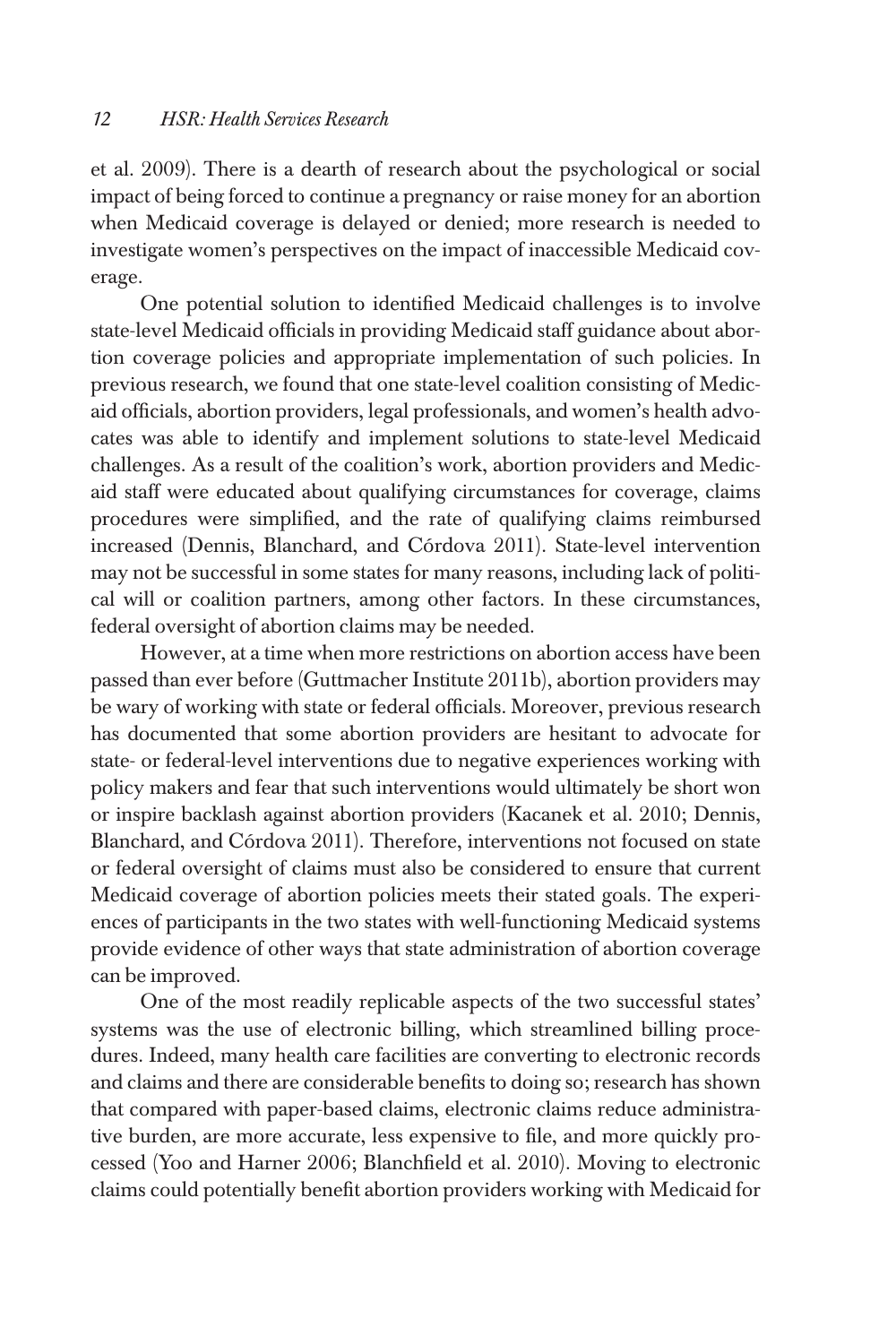et al. 2009). There is a dearth of research about the psychological or social impact of being forced to continue a pregnancy or raise money for an abortion when Medicaid coverage is delayed or denied; more research is needed to investigate women's perspectives on the impact of inaccessible Medicaid coverage.

One potential solution to identified Medicaid challenges is to involve state-level Medicaid officials in providing Medicaid staff guidance about abortion coverage policies and appropriate implementation of such policies. In previous research, we found that one state-level coalition consisting of Medicaid officials, abortion providers, legal professionals, and women's health advocates was able to identify and implement solutions to state-level Medicaid challenges. As a result of the coalition's work, abortion providers and Medicaid staff were educated about qualifying circumstances for coverage, claims procedures were simplified, and the rate of qualifying claims reimbursed increased (Dennis, Blanchard, and Córdova 2011). State-level intervention may not be successful in some states for many reasons, including lack of political will or coalition partners, among other factors. In these circumstances, federal oversight of abortion claims may be needed.

However, at a time when more restrictions on abortion access have been passed than ever before (Guttmacher Institute 2011b), abortion providers may be wary of working with state or federal officials. Moreover, previous research has documented that some abortion providers are hesitant to advocate for state- or federal-level interventions due to negative experiences working with policy makers and fear that such interventions would ultimately be short won or inspire backlash against abortion providers (Kacanek et al. 2010; Dennis, Blanchard, and Córdova 2011). Therefore, interventions not focused on state or federal oversight of claims must also be considered to ensure that current Medicaid coverage of abortion policies meets their stated goals. The experiences of participants in the two states with well-functioning Medicaid systems provide evidence of other ways that state administration of abortion coverage can be improved.

One of the most readily replicable aspects of the two successful states' systems was the use of electronic billing, which streamlined billing procedures. Indeed, many health care facilities are converting to electronic records and claims and there are considerable benefits to doing so; research has shown that compared with paper-based claims, electronic claims reduce administrative burden, are more accurate, less expensive to file, and more quickly processed (Yoo and Harner 2006; Blanchfield et al. 2010). Moving to electronic claims could potentially benefit abortion providers working with Medicaid for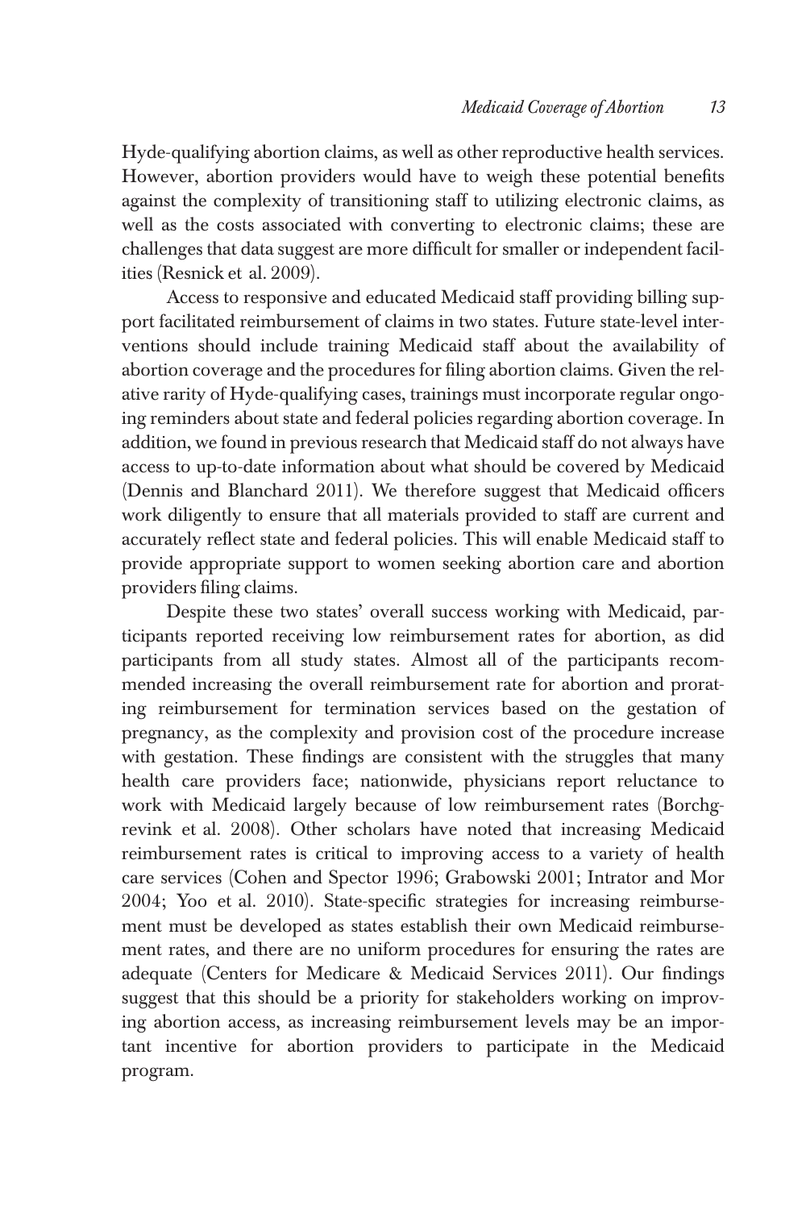Hyde-qualifying abortion claims, as well as other reproductive health services. However, abortion providers would have to weigh these potential benefits against the complexity of transitioning staff to utilizing electronic claims, as well as the costs associated with converting to electronic claims; these are challenges that data suggest are more difficult for smaller or independent facilities (Resnick et al. 2009).

Access to responsive and educated Medicaid staff providing billing support facilitated reimbursement of claims in two states. Future state-level interventions should include training Medicaid staff about the availability of abortion coverage and the procedures for filing abortion claims. Given the relative rarity of Hyde-qualifying cases, trainings must incorporate regular ongoing reminders about state and federal policies regarding abortion coverage. In addition, we found in previous research that Medicaid staff do not always have access to up-to-date information about what should be covered by Medicaid (Dennis and Blanchard 2011). We therefore suggest that Medicaid officers work diligently to ensure that all materials provided to staff are current and accurately reflect state and federal policies. This will enable Medicaid staff to provide appropriate support to women seeking abortion care and abortion providers filing claims.

Despite these two states' overall success working with Medicaid, participants reported receiving low reimbursement rates for abortion, as did participants from all study states. Almost all of the participants recommended increasing the overall reimbursement rate for abortion and prorating reimbursement for termination services based on the gestation of pregnancy, as the complexity and provision cost of the procedure increase with gestation. These findings are consistent with the struggles that many health care providers face; nationwide, physicians report reluctance to work with Medicaid largely because of low reimbursement rates (Borchgrevink et al. 2008). Other scholars have noted that increasing Medicaid reimbursement rates is critical to improving access to a variety of health care services (Cohen and Spector 1996; Grabowski 2001; Intrator and Mor 2004; Yoo et al. 2010). State-specific strategies for increasing reimbursement must be developed as states establish their own Medicaid reimbursement rates, and there are no uniform procedures for ensuring the rates are adequate (Centers for Medicare & Medicaid Services 2011). Our findings suggest that this should be a priority for stakeholders working on improving abortion access, as increasing reimbursement levels may be an important incentive for abortion providers to participate in the Medicaid program.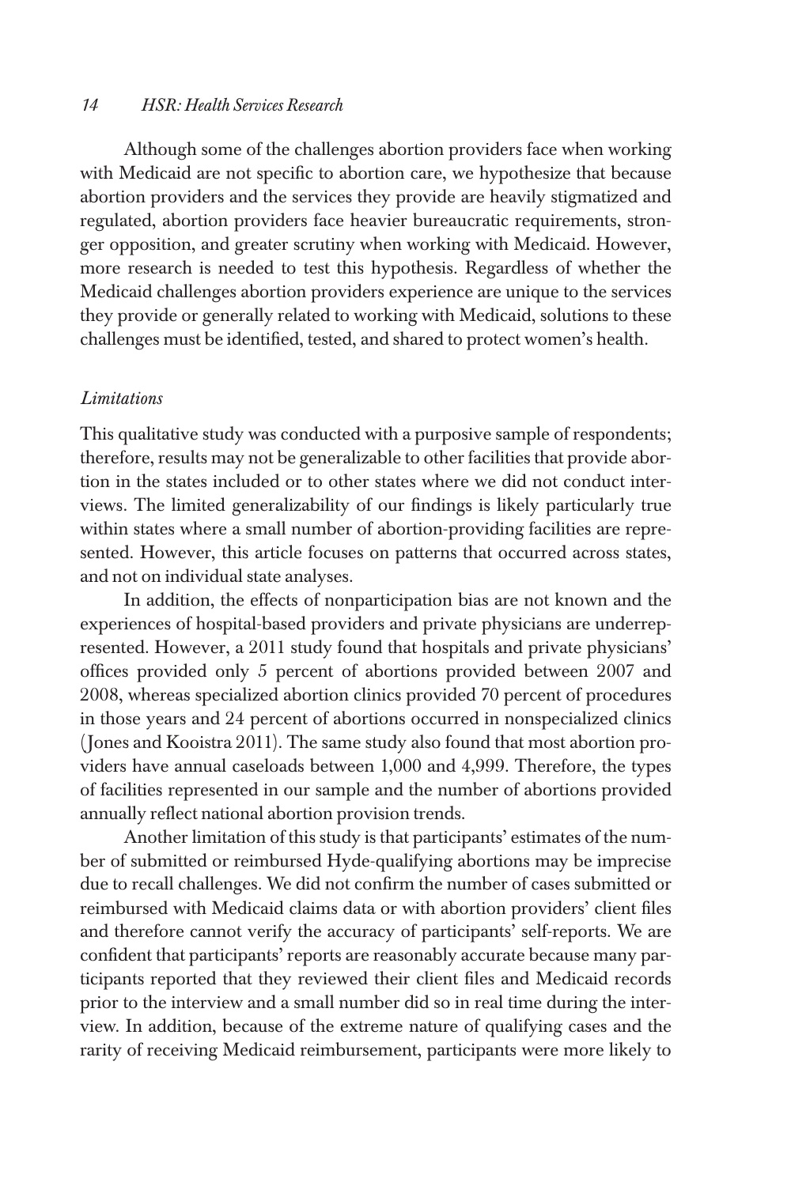Although some of the challenges abortion providers face when working with Medicaid are not specific to abortion care, we hypothesize that because abortion providers and the services they provide are heavily stigmatized and regulated, abortion providers face heavier bureaucratic requirements, stronger opposition, and greater scrutiny when working with Medicaid. However, more research is needed to test this hypothesis. Regardless of whether the Medicaid challenges abortion providers experience are unique to the services they provide or generally related to working with Medicaid, solutions to these challenges must be identified, tested, and shared to protect women's health.

### *Limitations*

This qualitative study was conducted with a purposive sample of respondents; therefore, results may not be generalizable to other facilities that provide abortion in the states included or to other states where we did not conduct interviews. The limited generalizability of our findings is likely particularly true within states where a small number of abortion-providing facilities are represented. However, this article focuses on patterns that occurred across states, and not on individual state analyses.

In addition, the effects of nonparticipation bias are not known and the experiences of hospital-based providers and private physicians are underrepresented. However, a 2011 study found that hospitals and private physicians' offices provided only 5 percent of abortions provided between 2007 and 2008, whereas specialized abortion clinics provided 70 percent of procedures in those years and 24 percent of abortions occurred in nonspecialized clinics (Jones and Kooistra 2011). The same study also found that most abortion providers have annual caseloads between 1,000 and 4,999. Therefore, the types of facilities represented in our sample and the number of abortions provided annually reflect national abortion provision trends.

Another limitation of this study is that participants' estimates of the number of submitted or reimbursed Hyde-qualifying abortions may be imprecise due to recall challenges. We did not confirm the number of cases submitted or reimbursed with Medicaid claims data or with abortion providers' client files and therefore cannot verify the accuracy of participants' self-reports. We are confident that participants' reports are reasonably accurate because many participants reported that they reviewed their client files and Medicaid records prior to the interview and a small number did so in real time during the interview. In addition, because of the extreme nature of qualifying cases and the rarity of receiving Medicaid reimbursement, participants were more likely to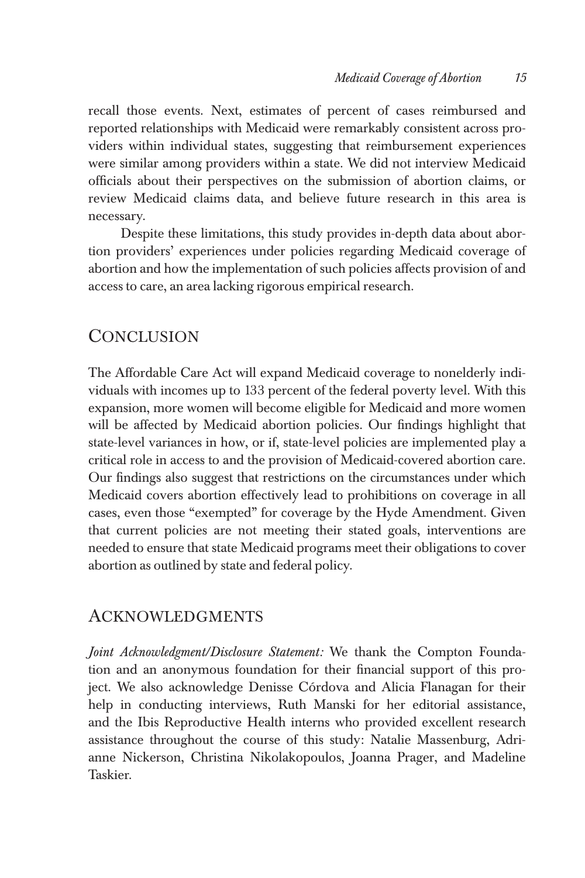recall those events. Next, estimates of percent of cases reimbursed and reported relationships with Medicaid were remarkably consistent across providers within individual states, suggesting that reimbursement experiences were similar among providers within a state. We did not interview Medicaid officials about their perspectives on the submission of abortion claims, or review Medicaid claims data, and believe future research in this area is necessary.

Despite these limitations, this study provides in-depth data about abortion providers' experiences under policies regarding Medicaid coverage of abortion and how the implementation of such policies affects provision of and access to care, an area lacking rigorous empirical research.

## Conclusion

The Affordable Care Act will expand Medicaid coverage to nonelderly individuals with incomes up to 133 percent of the federal poverty level. With this expansion, more women will become eligible for Medicaid and more women will be affected by Medicaid abortion policies. Our findings highlight that state-level variances in how, or if, state-level policies are implemented play a critical role in access to and the provision of Medicaid-covered abortion care. Our findings also suggest that restrictions on the circumstances under which Medicaid covers abortion effectively lead to prohibitions on coverage in all cases, even those "exempted" for coverage by the Hyde Amendment. Given that current policies are not meeting their stated goals, interventions are needed to ensure that state Medicaid programs meet their obligations to cover abortion as outlined by state and federal policy.

## Acknowledgments

*Joint Acknowledgment/Disclosure Statement:* We thank the Compton Foundation and an anonymous foundation for their financial support of this project. We also acknowledge Denisse Córdova and Alicia Flanagan for their help in conducting interviews, Ruth Manski for her editorial assistance, and the Ibis Reproductive Health interns who provided excellent research assistance throughout the course of this study: Natalie Massenburg, Adrianne Nickerson, Christina Nikolakopoulos, Joanna Prager, and Madeline Taskier.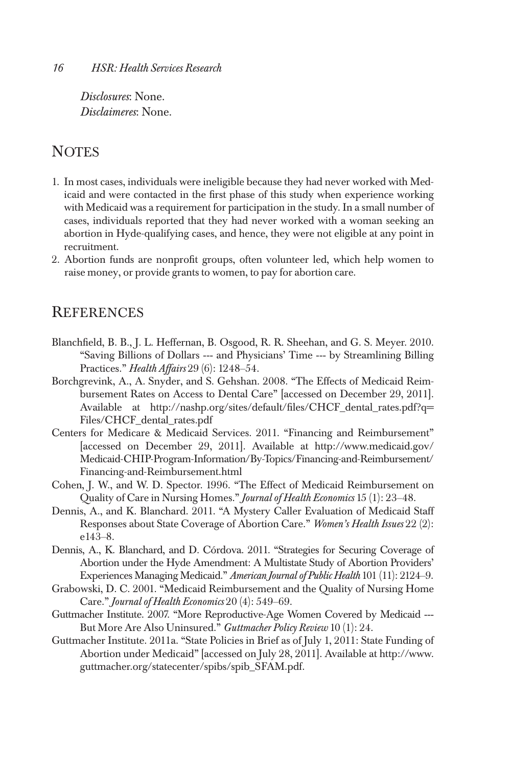*Disclosures*: None.
*Disclaimeres*: None.

## NOTES

1. In most cases, individuals were ineligible because they had never worked with Medicaid and were contacted in the first phase of this study when experience working with Medicaid was a requirement for participation in the study. In a small number of cases, individuals reported that they had never worked with a woman seeking an abortion in Hyde-qualifying cases, and hence, they were not eligible at any point in recruitment.
2. Abortion funds are nonprofit groups, often volunteer led, which help women to raise money, or provide grants to women, to pay for abortion care.

## REFERENCES

Blanchfield, B. B., J. L. Heffernan, B. Osgood, R. R. Sheehan, and G. S. Meyer. 2010. "Saving Billions of Dollars --- and Physicians' Time --- by Streamlining Billing Practices." *Health Affairs* 29 (6): 1248–54.

Borchgrevink, A., A. Snyder, and S. Gehshan. 2008. "The Effects of Medicaid Reimbursement Rates on Access to Dental Care" [accessed on December 29, 2011]. Available at http://nashp.org/sites/default/files/CHCF_dental_rates.pdf?q=Files/CHCF_dental_rates.pdf

Centers for Medicare & Medicaid Services. 2011. "Financing and Reimbursement" [accessed on December 29, 2011]. Available at http://www.medicaid.gov/Medicaid-CHIP-Program-Information/By-Topics/Financing-and-Reimbursement/Financing-and-Reimbursement.html

Cohen, J. W., and W. D. Spector. 1996. "The Effect of Medicaid Reimbursement on Quality of Care in Nursing Homes." *Journal of Health Economics* 15 (1): 23–48.

Dennis, A., and K. Blanchard. 2011. "A Mystery Caller Evaluation of Medicaid Staff Responses about State Coverage of Abortion Care." *Women's Health Issues* 22 (2): e143–8.

Dennis, A., K. Blanchard, and D. Córdova. 2011. "Strategies for Securing Coverage of Abortion under the Hyde Amendment: A Multistate Study of Abortion Providers' Experiences Managing Medicaid." *American Journal of Public Health* 101 (11): 2124–9.

Grabowski, D. C. 2001. "Medicaid Reimbursement and the Quality of Nursing Home Care." *Journal of Health Economics* 20 (4): 549–69.

Guttmacher Institute. 2007. "More Reproductive-Age Women Covered by Medicaid --- But More Are Also Uninsured." *Guttmacher Policy Review* 10 (1): 24.

Guttmacher Institute. 2011a. "State Policies in Brief as of July 1, 2011: State Funding of Abortion under Medicaid" [accessed on July 28, 2011]. Available at http://www.guttmacher.org/statecenter/spibs/spib_SFAM.pdf.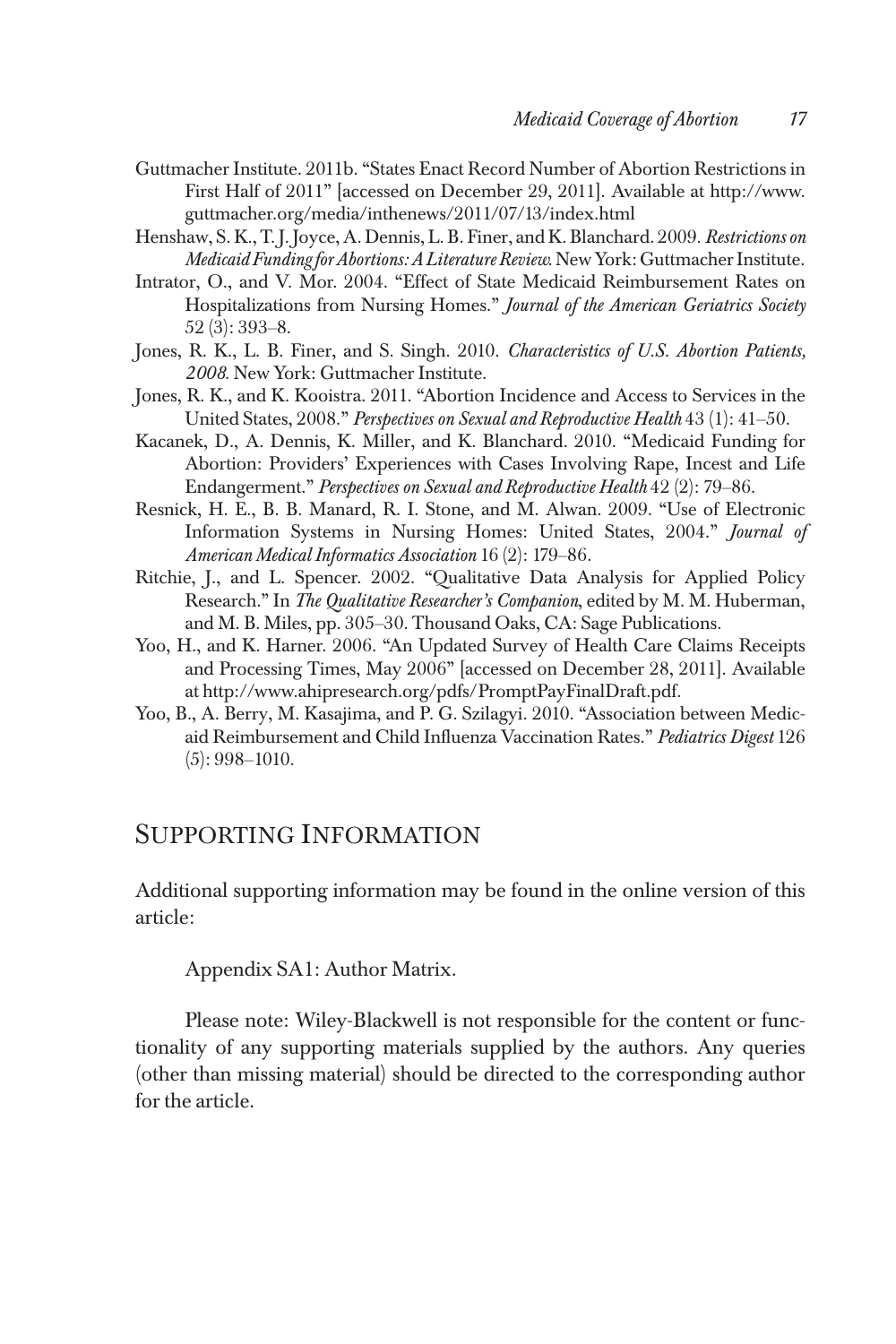Guttmacher Institute. 2011b. "States Enact Record Number of Abortion Restrictions in First Half of 2011" [accessed on December 29, 2011]. Available at http://www.guttmacher.org/media/inthenews/2011/07/13/index.html

Henshaw, S. K., T. J. Joyce, A. Dennis, L. B. Finer, and K. Blanchard. 2009. *Restrictions on Medicaid Funding for Abortions: A Literature Review.* New York: Guttmacher Institute.

Intrator, O., and V. Mor. 2004. "Effect of State Medicaid Reimbursement Rates on Hospitalizations from Nursing Homes." *Journal of the American Geriatrics Society* 52 (3): 393–8.

Jones, R. K., L. B. Finer, and S. Singh. 2010. *Characteristics of U.S. Abortion Patients, 2008.* New York: Guttmacher Institute.

Jones, R. K., and K. Kooistra. 2011. "Abortion Incidence and Access to Services in the United States, 2008." *Perspectives on Sexual and Reproductive Health* 43 (1): 41–50.

Kacanek, D., A. Dennis, K. Miller, and K. Blanchard. 2010. "Medicaid Funding for Abortion: Providers' Experiences with Cases Involving Rape, Incest and Life Endangerment." *Perspectives on Sexual and Reproductive Health* 42 (2): 79–86.

Resnick, H. E., B. B. Manard, R. I. Stone, and M. Alwan. 2009. "Use of Electronic Information Systems in Nursing Homes: United States, 2004." *Journal of American Medical Informatics Association* 16 (2): 179–86.

Ritchie, J., and L. Spencer. 2002. "Qualitative Data Analysis for Applied Policy Research." In *The Qualitative Researcher's Companion*, edited by M. M. Huberman, and M. B. Miles, pp. 305–30. Thousand Oaks, CA: Sage Publications.

Yoo, H., and K. Harner. 2006. "An Updated Survey of Health Care Claims Receipts and Processing Times, May 2006" [accessed on December 28, 2011]. Available at http://www.ahipresearch.org/pdfs/PromptPayFinalDraft.pdf.

Yoo, B., A. Berry, M. Kasajima, and P. G. Szilagyi. 2010. "Association between Medicaid Reimbursement and Child Influenza Vaccination Rates." *Pediatrics Digest* 126 (5): 998–1010.

## Supporting Information

Additional supporting information may be found in the online version of this article:

Appendix SA1: Author Matrix.

Please note: Wiley-Blackwell is not responsible for the content or functionality of any supporting materials supplied by the authors. Any queries (other than missing material) should be directed to the corresponding author for the article.